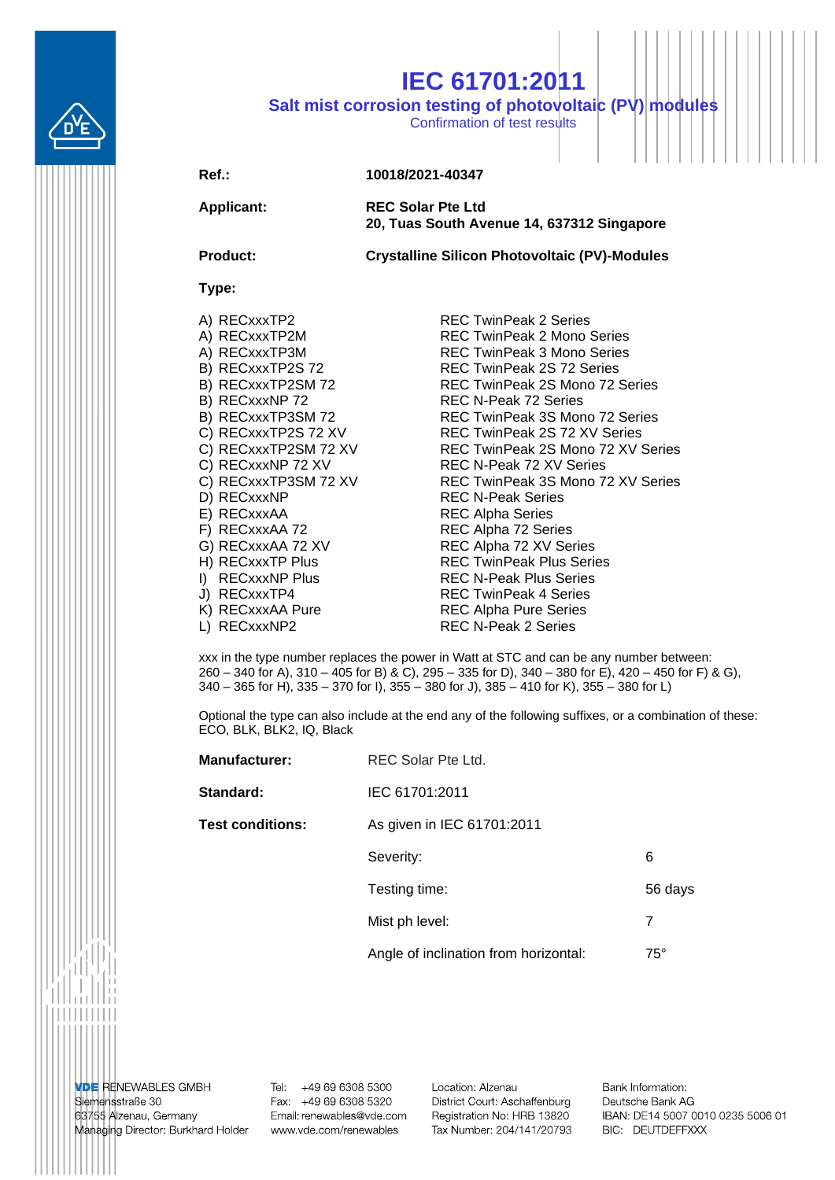# IEC 61701:2011

## Salt mist corrosion testing of photovoltaic (PV) modules

Confirmation of test results

| | |
|---|---|
| **Ref.:** | **10018/2021-40347** |
| **Applicant:** | **REC Solar Pte Ltd**<br>**20, Tuas South Avenue 14, 637312 Singapore** |
| **Product:** | **Crystalline Silicon Photovoltaic (PV)-Modules** |

**Type:**

| | |
|---|---|
| A) RECxxxTP2 | REC TwinPeak 2 Series |
| A) RECxxxTP2M | REC TwinPeak 2 Mono Series |
| A) RECxxxTP3M | REC TwinPeak 3 Mono Series |
| B) RECxxxTP2S 72 | REC TwinPeak 2S 72 Series |
| B) RECxxxTP2SM 72 | REC TwinPeak 2S Mono 72 Series |
| B) RECxxxNP 72 | REC N-Peak 72 Series |
| B) RECxxxTP3SM 72 | REC TwinPeak 3S Mono 72 Series |
| C) RECxxxTP2S 72 XV | REC TwinPeak 2S 72 XV Series |
| C) RECxxxTP2SM 72 XV | REC TwinPeak 2S Mono 72 XV Series |
| C) RECxxxNP 72 XV | REC N-Peak 72 XV Series |
| C) RECxxxTP3SM 72 XV | REC TwinPeak 3S Mono 72 XV Series |
| D) RECxxxNP | REC N-Peak Series |
| E) RECxxxAA | REC Alpha Series |
| F) RECxxxAA 72 | REC Alpha 72 Series |
| G) RECxxxAA 72 XV | REC Alpha 72 XV Series |
| H) RECxxxTP Plus | REC TwinPeak Plus Series |
| I) RECxxxNP Plus | REC N-Peak Plus Series |
| J) RECxxxTP4 | REC TwinPeak 4 Series |
| K) RECxxxAA Pure | REC Alpha Pure Series |
| L) RECxxxNP2 | REC N-Peak 2 Series |

xxx in the type number replaces the power in Watt at STC and can be any number between:
260 – 340 for A), 310 – 405 for B) & C), 295 – 335 for D), 340 – 380 for E), 420 – 450 for F) & G), 340 – 365 for H), 335 – 370 for I), 355 – 380 for J), 385 – 410 for K), 355 – 380 for L)

Optional the type can also include at the end any of the following suffixes, or a combination of these: ECO, BLK, BLK2, IQ, Black

| | | |
|---|---|---|
| **Manufacturer:** | REC Solar Pte Ltd. | |
| **Standard:** | IEC 61701:2011 | |
| **Test conditions:** | As given in IEC 61701:2011 | |
| | Severity: | 6 |
| | Testing time: | 56 days |
| | Mist ph level: | 7 |
| | Angle of inclination from horizontal: | 75° |

**VDE** RENEWABLES GMBH
Siemensstraße 30
63755 Alzenau, Germany
Managing Director: Burkhard Holder

Tel: +49 69 6308 5300
Fax: +49 69 6308 5320
Email: renewables@vde.com
www.vde.com/renewables

Location: Alzenau
District Court: Aschaffenburg
Registration No: HRB 13820
Tax Number: 204/141/20793

Bank Information:
Deutsche Bank AG
IBAN: DE14 5007 0010 0235 5006 01
BIC: DEUTDEFFXXX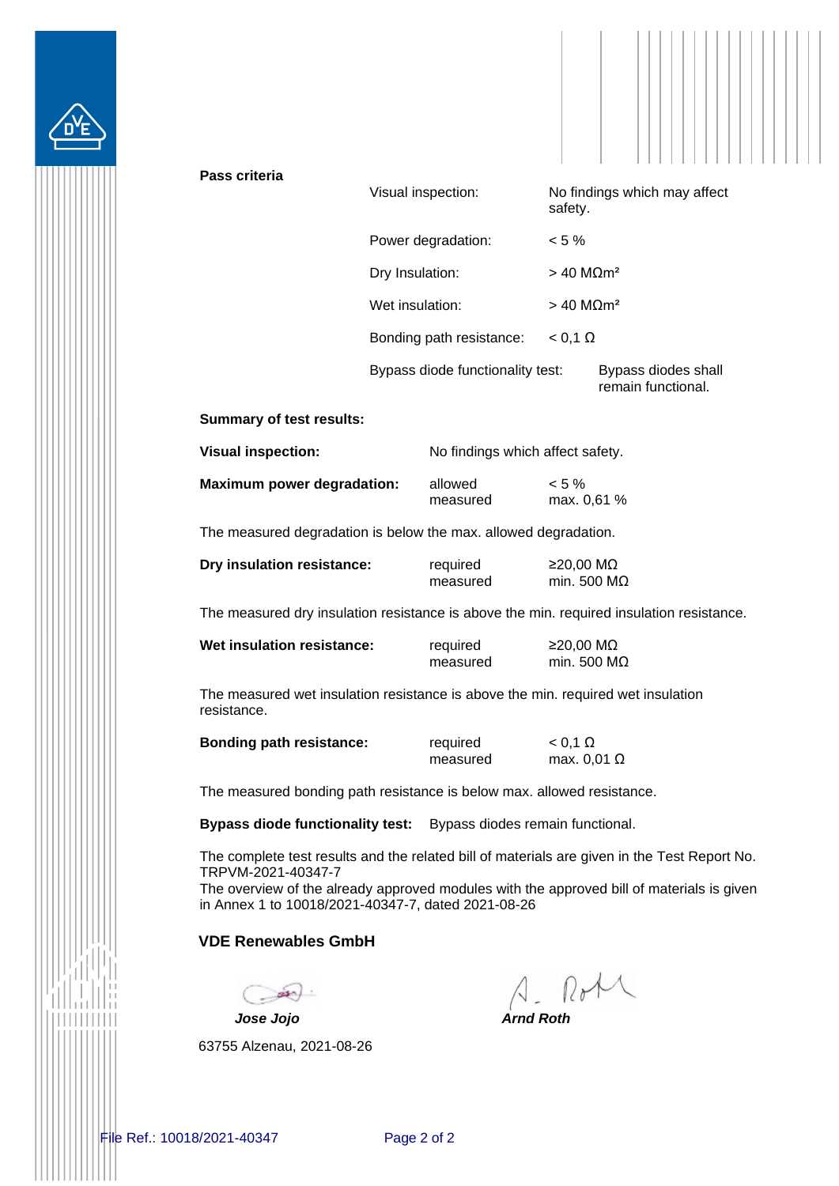**Pass criteria**

| | |
|---|---|
| Visual inspection: | No findings which may affect safety. |
| Power degradation: | < 5 % |
| Dry Insulation: | > 40 MΩm² |
| Wet insulation: | > 40 MΩm² |
| Bonding path resistance: | < 0,1 Ω |
| Bypass diode functionality test: | Bypass diodes shall remain functional. |

**Summary of test results:**

**Visual inspection:** No findings which affect safety.

| | | |
|---|---|---|
| **Maximum power degradation:** | allowed | < 5 % |
| | measured | max. 0,61 % |

The measured degradation is below the max. allowed degradation.

| | | |
|---|---|---|
| **Dry insulation resistance:** | required | ≥20,00 MΩ |
| | measured | min. 500 MΩ |

The measured dry insulation resistance is above the min. required insulation resistance.

| | | |
|---|---|---|
| **Wet insulation resistance:** | required | ≥20,00 MΩ |
| | measured | min. 500 MΩ |

The measured wet insulation resistance is above the min. required wet insulation resistance.

| | | |
|---|---|---|
| **Bonding path resistance:** | required | < 0,1 Ω |
| | measured | max. 0,01 Ω |

The measured bonding path resistance is below max. allowed resistance.

**Bypass diode functionality test:** Bypass diodes remain functional.

The complete test results and the related bill of materials are given in the Test Report No. TRPVM-2021-40347-7
The overview of the already approved modules with the approved bill of materials is given in Annex 1 to 10018/2021-40347-7, dated 2021-08-26

**VDE Renewables GmbH**

***Jose Jojo*** ***Arnd Roth***

63755 Alzenau, 2021-08-26

File Ref.: 10018/2021-40347